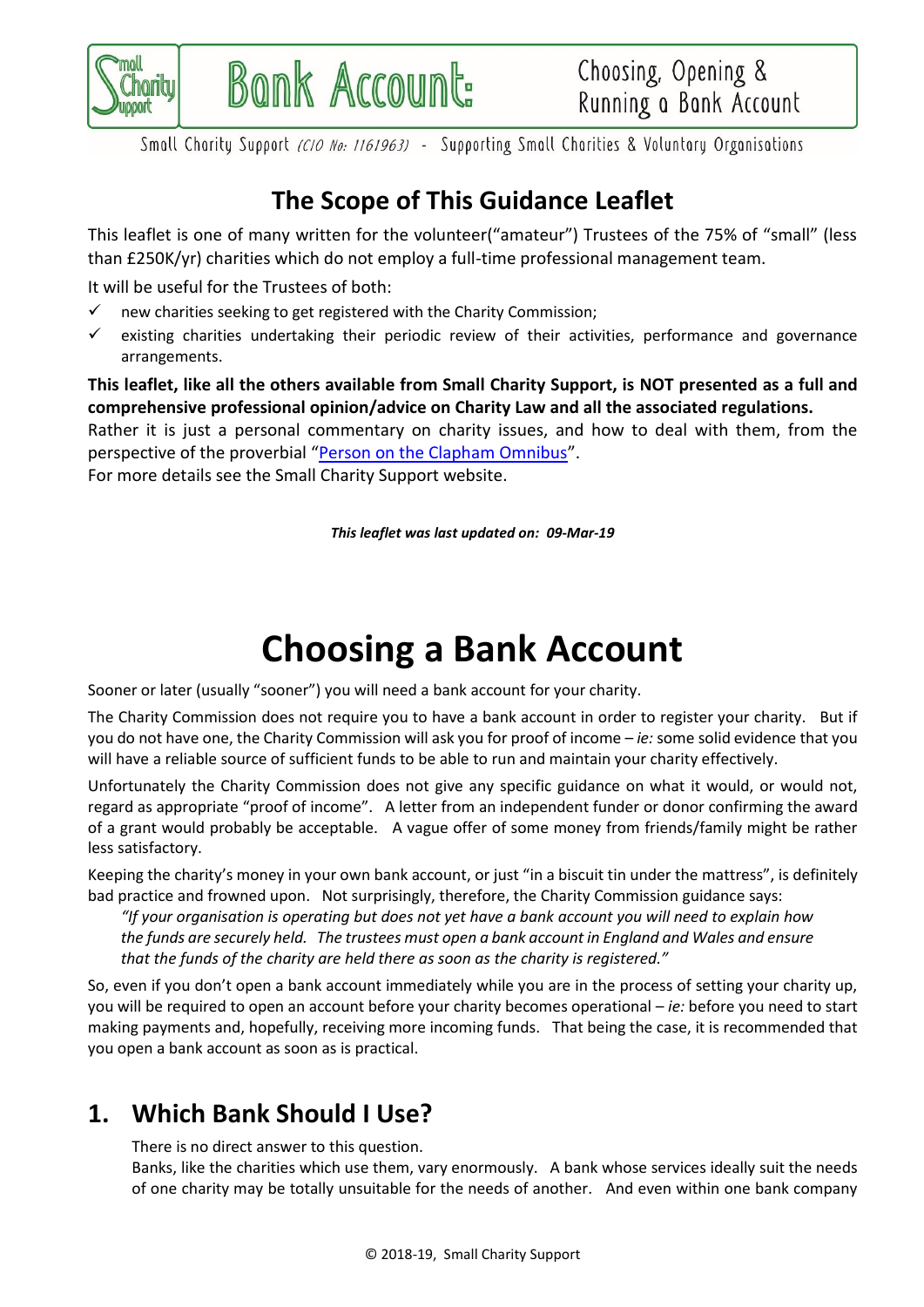# Bank Account: Choosing, Opening & Running a Bank Account

Small Charity Support *(CIO No: 1161963)* - Supporting Small Charities & Voluntary Organisations

## The Scope of This Guidance Leaflet

This leaflet is one of many written for the volunteer("amateur") Trustees of the 75% of "small" (less than £250K/yr) charities which do not employ a full-time professional management team.

It will be useful for the Trustees of both:

- ✓ new charities seeking to get registered with the Charity Commission;
- ✓ existing charities undertaking their periodic review of their activities, performance and governance arrangements.

**This leaflet, like all the others available from Small Charity Support, is NOT presented as a full and comprehensive professional opinion/advice on Charity Law and all the associated regulations.**

Rather it is just a personal commentary on charity issues, and how to deal with them, from the perspective of the proverbial "Person on the Clapham Omnibus".

For more details see the Small Charity Support website.

***This leaflet was last updated on: 09-Mar-19***

# Choosing a Bank Account

Sooner or later (usually "sooner") you will need a bank account for your charity.

The Charity Commission does not require you to have a bank account in order to register your charity. But if you do not have one, the Charity Commission will ask you for proof of income – *ie:* some solid evidence that you will have a reliable source of sufficient funds to be able to run and maintain your charity effectively.

Unfortunately the Charity Commission does not give any specific guidance on what it would, or would not, regard as appropriate "proof of income". A letter from an independent funder or donor confirming the award of a grant would probably be acceptable. A vague offer of some money from friends/family might be rather less satisfactory.

Keeping the charity's money in your own bank account, or just "in a biscuit tin under the mattress", is definitely bad practice and frowned upon. Not surprisingly, therefore, the Charity Commission guidance says:

> *"If your organisation is operating but does not yet have a bank account you will need to explain how the funds are securely held. The trustees must open a bank account in England and Wales and ensure that the funds of the charity are held there as soon as the charity is registered."*

So, even if you don't open a bank account immediately while you are in the process of setting your charity up, you will be required to open an account before your charity becomes operational – *ie:* before you need to start making payments and, hopefully, receiving more incoming funds. That being the case, it is recommended that you open a bank account as soon as is practical.

## 1. Which Bank Should I Use?

There is no direct answer to this question.

Banks, like the charities which use them, vary enormously. A bank whose services ideally suit the needs of one charity may be totally unsuitable for the needs of another. And even within one bank company

© 2018-19, Small Charity Support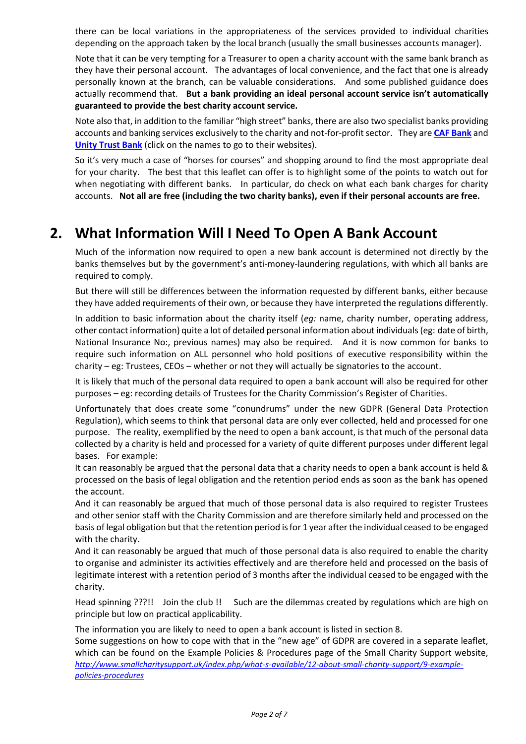there can be local variations in the appropriateness of the services provided to individual charities depending on the approach taken by the local branch (usually the small businesses accounts manager).

Note that it can be very tempting for a Treasurer to open a charity account with the same bank branch as they have their personal account. The advantages of local convenience, and the fact that one is already personally known at the branch, can be valuable considerations. And some published guidance does actually recommend that. **But a bank providing an ideal personal account service isn't automatically guaranteed to provide the best charity account service.**

Note also that, in addition to the familiar "high street" banks, there are also two specialist banks providing accounts and banking services exclusively to the charity and not-for-profit sector. They are **CAF Bank** and **Unity Trust Bank** (click on the names to go to their websites).

So it's very much a case of "horses for courses" and shopping around to find the most appropriate deal for your charity. The best that this leaflet can offer is to highlight some of the points to watch out for when negotiating with different banks. In particular, do check on what each bank charges for charity accounts. **Not all are free (including the two charity banks), even if their personal accounts are free.**

## 2. What Information Will I Need To Open A Bank Account

Much of the information now required to open a new bank account is determined not directly by the banks themselves but by the government's anti-money-laundering regulations, with which all banks are required to comply.

But there will still be differences between the information requested by different banks, either because they have added requirements of their own, or because they have interpreted the regulations differently.

In addition to basic information about the charity itself (*eg:* name, charity number, operating address, other contact information) quite a lot of detailed personal information about individuals (eg: date of birth, National Insurance No:, previous names) may also be required. And it is now common for banks to require such information on ALL personnel who hold positions of executive responsibility within the charity – eg: Trustees, CEOs – whether or not they will actually be signatories to the account.

It is likely that much of the personal data required to open a bank account will also be required for other purposes – eg: recording details of Trustees for the Charity Commission's Register of Charities.

Unfortunately that does create some "conundrums" under the new GDPR (General Data Protection Regulation), which seems to think that personal data are only ever collected, held and processed for one purpose. The reality, exemplified by the need to open a bank account, is that much of the personal data collected by a charity is held and processed for a variety of quite different purposes under different legal bases. For example:

It can reasonably be argued that the personal data that a charity needs to open a bank account is held & processed on the basis of legal obligation and the retention period ends as soon as the bank has opened the account.

And it can reasonably be argued that much of those personal data is also required to register Trustees and other senior staff with the Charity Commission and are therefore similarly held and processed on the basis of legal obligation but that the retention period is for 1 year after the individual ceased to be engaged with the charity.

And it can reasonably be argued that much of those personal data is also required to enable the charity to organise and administer its activities effectively and are therefore held and processed on the basis of legitimate interest with a retention period of 3 months after the individual ceased to be engaged with the charity.

Head spinning ???!! Join the club !! Such are the dilemmas created by regulations which are high on principle but low on practical applicability.

The information you are likely to need to open a bank account is listed in section 8.

Some suggestions on how to cope with that in the "new age" of GDPR are covered in a separate leaflet, which can be found on the Example Policies & Procedures page of the Small Charity Support website, *http://www.smallcharitysupport.uk/index.php/what-s-available/12-about-small-charity-support/9-example-policies-procedures*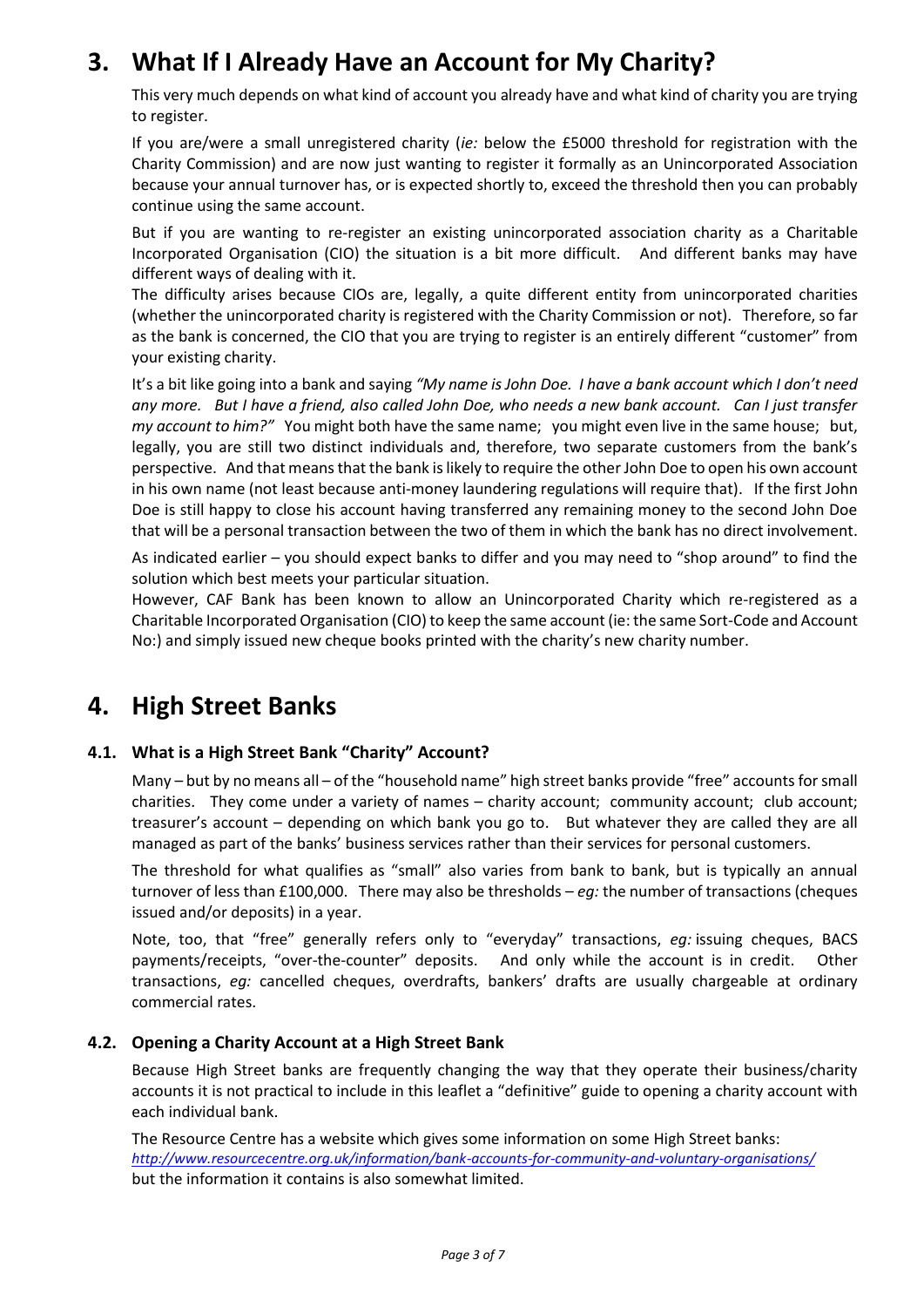## 3. What If I Already Have an Account for My Charity?

This very much depends on what kind of account you already have and what kind of charity you are trying to register.

If you are/were a small unregistered charity (*ie:* below the £5000 threshold for registration with the Charity Commission) and are now just wanting to register it formally as an Unincorporated Association because your annual turnover has, or is expected shortly to, exceed the threshold then you can probably continue using the same account.

But if you are wanting to re-register an existing unincorporated association charity as a Charitable Incorporated Organisation (CIO) the situation is a bit more difficult. And different banks may have different ways of dealing with it.

The difficulty arises because CIOs are, legally, a quite different entity from unincorporated charities (whether the unincorporated charity is registered with the Charity Commission or not). Therefore, so far as the bank is concerned, the CIO that you are trying to register is an entirely different "customer" from your existing charity.

It's a bit like going into a bank and saying *"My name is John Doe. I have a bank account which I don't need any more. But I have a friend, also called John Doe, who needs a new bank account. Can I just transfer my account to him?"* You might both have the same name; you might even live in the same house; but, legally, you are still two distinct individuals and, therefore, two separate customers from the bank's perspective. And that means that the bank is likely to require the other John Doe to open his own account in his own name (not least because anti-money laundering regulations will require that). If the first John Doe is still happy to close his account having transferred any remaining money to the second John Doe that will be a personal transaction between the two of them in which the bank has no direct involvement.

As indicated earlier – you should expect banks to differ and you may need to "shop around" to find the solution which best meets your particular situation.

However, CAF Bank has been known to allow an Unincorporated Charity which re-registered as a Charitable Incorporated Organisation (CIO) to keep the same account (ie: the same Sort-Code and Account No:) and simply issued new cheque books printed with the charity's new charity number.

## 4. High Street Banks

### 4.1. What is a High Street Bank "Charity" Account?

Many – but by no means all – of the "household name" high street banks provide "free" accounts for small charities. They come under a variety of names – charity account; community account; club account; treasurer's account – depending on which bank you go to. But whatever they are called they are all managed as part of the banks' business services rather than their services for personal customers.

The threshold for what qualifies as "small" also varies from bank to bank, but is typically an annual turnover of less than £100,000. There may also be thresholds – *eg:* the number of transactions (cheques issued and/or deposits) in a year.

Note, too, that "free" generally refers only to "everyday" transactions, *eg:* issuing cheques, BACS payments/receipts, "over-the-counter" deposits. And only while the account is in credit. Other transactions, *eg:* cancelled cheques, overdrafts, bankers' drafts are usually chargeable at ordinary commercial rates.

### 4.2. Opening a Charity Account at a High Street Bank

Because High Street banks are frequently changing the way that they operate their business/charity accounts it is not practical to include in this leaflet a "definitive" guide to opening a charity account with each individual bank.

The Resource Centre has a website which gives some information on some High Street banks:
*http://www.resourcecentre.org.uk/information/bank-accounts-for-community-and-voluntary-organisations/*
but the information it contains is also somewhat limited.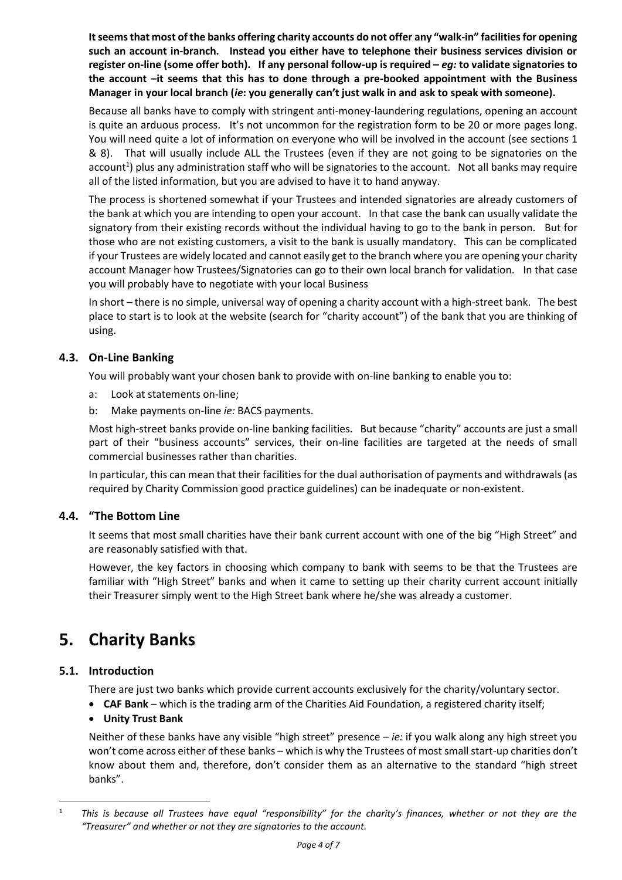**It seems that most of the banks offering charity accounts do not offer any "walk-in" facilities for opening such an account in-branch. Instead you either have to telephone their business services division or register on-line (some offer both). If any personal follow-up is required – *eg:* to validate signatories to the account –it seems that this has to done through a pre-booked appointment with the Business Manager in your local branch (*ie*: you generally can't just walk in and ask to speak with someone).**

Because all banks have to comply with stringent anti-money-laundering regulations, opening an account is quite an arduous process. It's not uncommon for the registration form to be 20 or more pages long. You will need quite a lot of information on everyone who will be involved in the account (see sections 1 & 8). That will usually include ALL the Trustees (even if they are not going to be signatories on the account[1]) plus any administration staff who will be signatories to the account. Not all banks may require all of the listed information, but you are advised to have it to hand anyway.

The process is shortened somewhat if your Trustees and intended signatories are already customers of the bank at which you are intending to open your account. In that case the bank can usually validate the signatory from their existing records without the individual having to go to the bank in person. But for those who are not existing customers, a visit to the bank is usually mandatory. This can be complicated if your Trustees are widely located and cannot easily get to the branch where you are opening your charity account Manager how Trustees/Signatories can go to their own local branch for validation. In that case you will probably have to negotiate with your local Business

In short – there is no simple, universal way of opening a charity account with a high-street bank. The best place to start is to look at the website (search for "charity account") of the bank that you are thinking of using.

### 4.3. On-Line Banking

You will probably want your chosen bank to provide with on-line banking to enable you to:

a: Look at statements on-line;

b: Make payments on-line *ie:* BACS payments.

Most high-street banks provide on-line banking facilities. But because "charity" accounts are just a small part of their "business accounts" services, their on-line facilities are targeted at the needs of small commercial businesses rather than charities.

In particular, this can mean that their facilities for the dual authorisation of payments and withdrawals (as required by Charity Commission good practice guidelines) can be inadequate or non-existent.

### 4.4. "The Bottom Line

It seems that most small charities have their bank current account with one of the big "High Street" and are reasonably satisfied with that.

However, the key factors in choosing which company to bank with seems to be that the Trustees are familiar with "High Street" banks and when it came to setting up their charity current account initially their Treasurer simply went to the High Street bank where he/she was already a customer.

## 5. Charity Banks

### 5.1. Introduction

There are just two banks which provide current accounts exclusively for the charity/voluntary sector.

- **CAF Bank** – which is the trading arm of the Charities Aid Foundation, a registered charity itself;
- **Unity Trust Bank**

Neither of these banks have any visible "high street" presence – *ie:* if you walk along any high street you won't come across either of these banks – which is why the Trustees of most small start-up charities don't know about them and, therefore, don't consider them as an alternative to the standard "high street banks".

[1] *This is because all Trustees have equal "responsibility" for the charity's finances, whether or not they are the "Treasurer" and whether or not they are signatories to the account.*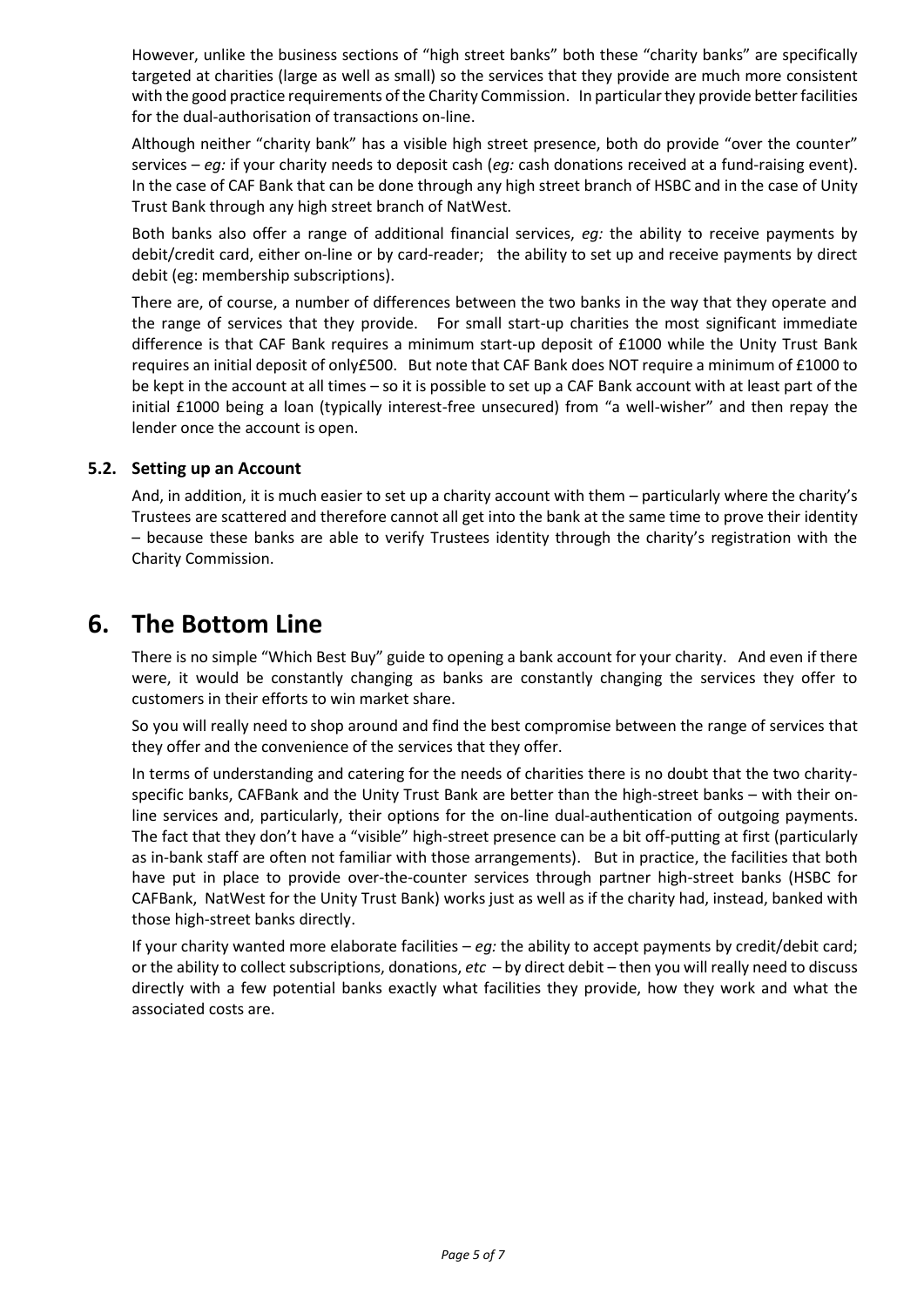However, unlike the business sections of "high street banks" both these "charity banks" are specifically targeted at charities (large as well as small) so the services that they provide are much more consistent with the good practice requirements of the Charity Commission. In particular they provide better facilities for the dual-authorisation of transactions on-line.

Although neither "charity bank" has a visible high street presence, both do provide "over the counter" services – *eg:* if your charity needs to deposit cash (*eg:* cash donations received at a fund-raising event). In the case of CAF Bank that can be done through any high street branch of HSBC and in the case of Unity Trust Bank through any high street branch of NatWest.

Both banks also offer a range of additional financial services, *eg:* the ability to receive payments by debit/credit card, either on-line or by card-reader; the ability to set up and receive payments by direct debit (eg: membership subscriptions).

There are, of course, a number of differences between the two banks in the way that they operate and the range of services that they provide. For small start-up charities the most significant immediate difference is that CAF Bank requires a minimum start-up deposit of £1000 while the Unity Trust Bank requires an initial deposit of only£500. But note that CAF Bank does NOT require a minimum of £1000 to be kept in the account at all times – so it is possible to set up a CAF Bank account with at least part of the initial £1000 being a loan (typically interest-free unsecured) from "a well-wisher" and then repay the lender once the account is open.

### 5.2. Setting up an Account

And, in addition, it is much easier to set up a charity account with them – particularly where the charity's Trustees are scattered and therefore cannot all get into the bank at the same time to prove their identity – because these banks are able to verify Trustees identity through the charity's registration with the Charity Commission.

## 6. The Bottom Line

There is no simple "Which Best Buy" guide to opening a bank account for your charity. And even if there were, it would be constantly changing as banks are constantly changing the services they offer to customers in their efforts to win market share.

So you will really need to shop around and find the best compromise between the range of services that they offer and the convenience of the services that they offer.

In terms of understanding and catering for the needs of charities there is no doubt that the two charity-specific banks, CAFBank and the Unity Trust Bank are better than the high-street banks – with their on-line services and, particularly, their options for the on-line dual-authentication of outgoing payments. The fact that they don't have a "visible" high-street presence can be a bit off-putting at first (particularly as in-bank staff are often not familiar with those arrangements). But in practice, the facilities that both have put in place to provide over-the-counter services through partner high-street banks (HSBC for CAFBank, NatWest for the Unity Trust Bank) works just as well as if the charity had, instead, banked with those high-street banks directly.

If your charity wanted more elaborate facilities – *eg:* the ability to accept payments by credit/debit card; or the ability to collect subscriptions, donations, *etc* – by direct debit – then you will really need to discuss directly with a few potential banks exactly what facilities they provide, how they work and what the associated costs are.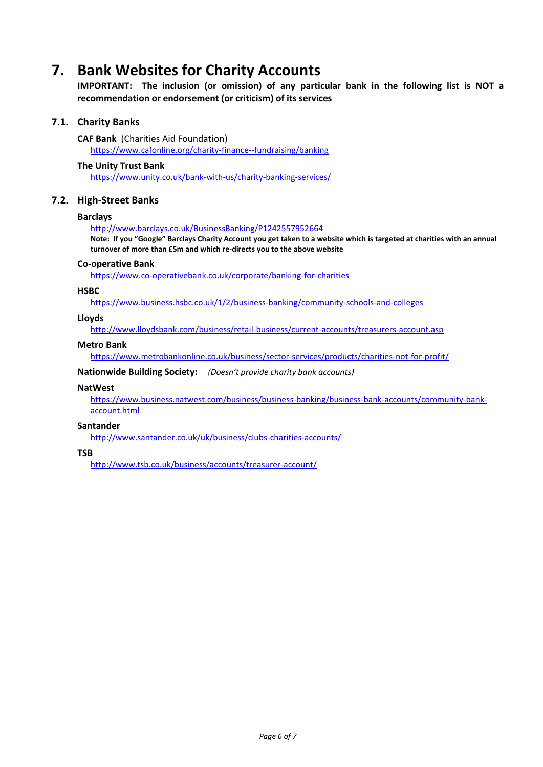# 7. Bank Websites for Charity Accounts

**IMPORTANT: The inclusion (or omission) of any particular bank in the following list is NOT a recommendation or endorsement (or criticism) of its services**

## 7.1. Charity Banks

**CAF Bank** (Charities Aid Foundation)
https://www.cafonline.org/charity-finance--fundraising/banking

**The Unity Trust Bank**
https://www.unity.co.uk/bank-with-us/charity-banking-services/

## 7.2. High-Street Banks

**Barclays**
http://www.barclays.co.uk/BusinessBanking/P1242557952664
**Note: If you "Google" Barclays Charity Account you get taken to a website which is targeted at charities with an annual turnover of more than £5m and which re-directs you to the above website**

**Co-operative Bank**
https://www.co-operativebank.co.uk/corporate/banking-for-charities

**HSBC**
https://www.business.hsbc.co.uk/1/2/business-banking/community-schools-and-colleges

**Lloyds**
http://www.lloydsbank.com/business/retail-business/current-accounts/treasurers-account.asp

**Metro Bank**
https://www.metrobankonline.co.uk/business/sector-services/products/charities-not-for-profit/

**Nationwide Building Society:** *(Doesn't provide charity bank accounts)*

**NatWest**
https://www.business.natwest.com/business/business-banking/business-bank-accounts/community-bank-account.html

**Santander**
http://www.santander.co.uk/uk/business/clubs-charities-accounts/

**TSB**
http://www.tsb.co.uk/business/accounts/treasurer-account/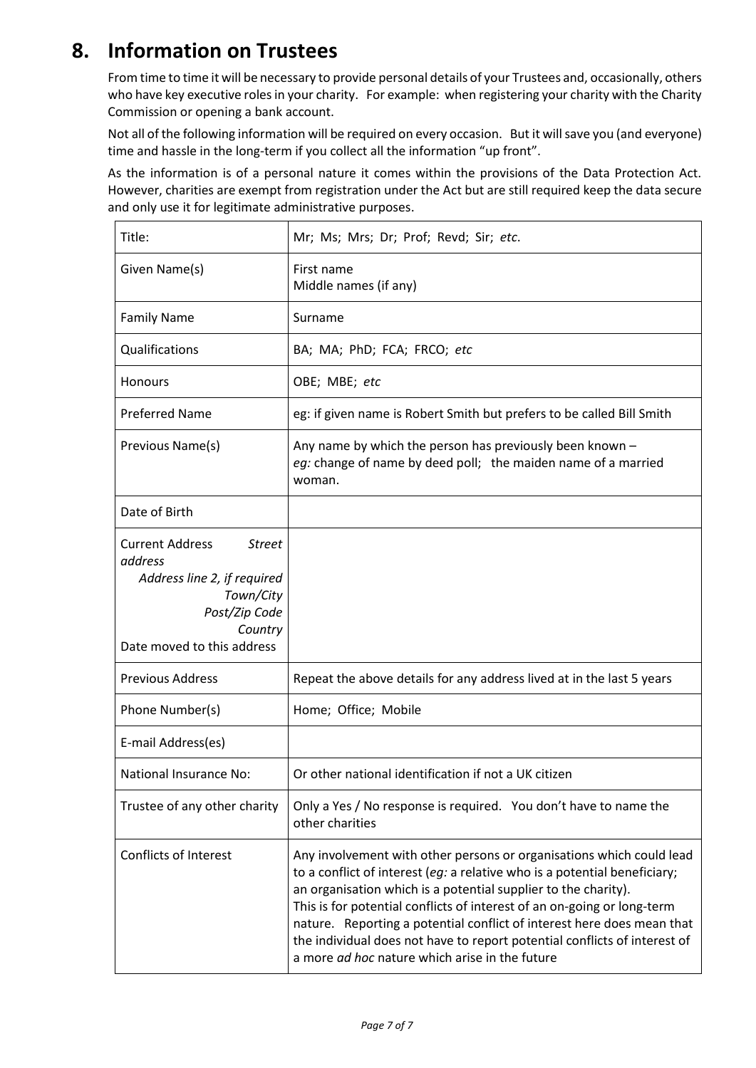## 8. Information on Trustees

From time to time it will be necessary to provide personal details of your Trustees and, occasionally, others who have key executive roles in your charity. For example: when registering your charity with the Charity Commission or opening a bank account.

Not all of the following information will be required on every occasion. But it will save you (and everyone) time and hassle in the long-term if you collect all the information "up front".

As the information is of a personal nature it comes within the provisions of the Data Protection Act. However, charities are exempt from registration under the Act but are still required keep the data secure and only use it for legitimate administrative purposes.

| | |
|---|---|
| Title: | Mr; Ms; Mrs; Dr; Prof; Revd; Sir; *etc.* |
| Given Name(s) | First name<br>Middle names (if any) |
| Family Name | Surname |
| Qualifications | BA; MA; PhD; FCA; FRCO; *etc* |
| Honours | OBE; MBE; *etc* |
| Preferred Name | eg: if given name is Robert Smith but prefers to be called Bill Smith |
| Previous Name(s) | Any name by which the person has previously been known – *eg:* change of name by deed poll; the maiden name of a married woman. |
| Date of Birth | |
| Current Address *Street address*<br>*Address line 2, if required*<br>*Town/City*<br>*Post/Zip Code*<br>*Country*<br>Date moved to this address | |
| Previous Address | Repeat the above details for any address lived at in the last 5 years |
| Phone Number(s) | Home; Office; Mobile |
| E-mail Address(es) | |
| National Insurance No: | Or other national identification if not a UK citizen |
| Trustee of any other charity | Only a Yes / No response is required. You don't have to name the other charities |
| Conflicts of Interest | Any involvement with other persons or organisations which could lead to a conflict of interest (*eg:* a relative who is a potential beneficiary; an organisation which is a potential supplier to the charity).<br>This is for potential conflicts of interest of an on-going or long-term nature. Reporting a potential conflict of interest here does mean that the individual does not have to report potential conflicts of interest of a more *ad hoc* nature which arise in the future |